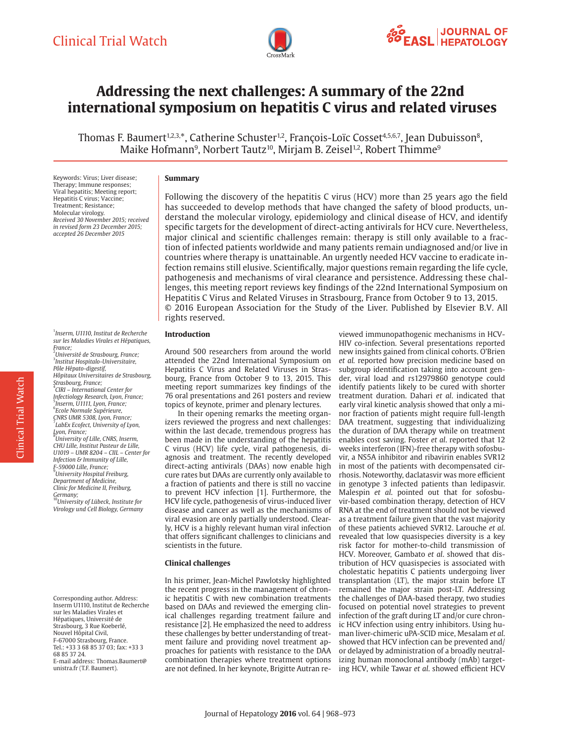Clinical Trial Watch

# Addressing the next challenges: A summary of the 22nd international symposium on hepatitis C virus and related viruses

Thomas F. Baumert[1,2,3,*], Catherine Schuster[1,2], François-Loïc Cosset[4,5,6,7], Jean Dubuisson[8], Maike Hofmann[9], Norbert Tautz[10], Mirjam B. Zeisel[1,2], Robert Thimme[9]

Keywords: Virus; Liver disease; Therapy; Immune responses; Viral hepatitis; Meeting report; Hepatitis C virus; Vaccine; Treatment; Resistance; Molecular virology.

*Received 30 November 2015; received in revised form 23 December 2015; accepted 26 December 2015*

## Summary

Following the discovery of the hepatitis C virus (HCV) more than 25 years ago the field has succeeded to develop methods that have changed the safety of blood products, understand the molecular virology, epidemiology and clinical disease of HCV, and identify specific targets for the development of direct-acting antivirals for HCV cure. Nevertheless, major clinical and scientific challenges remain: therapy is still only available to a fraction of infected patients worldwide and many patients remain undiagnosed and/or live in countries where therapy is unattainable. An urgently needed HCV vaccine to eradicate infection remains still elusive. Scientifically, major questions remain regarding the life cycle, pathogenesis and mechanisms of viral clearance and persistence. Addressing these challenges, this meeting report reviews key findings of the 22nd International Symposium on Hepatitis C Virus and Related Viruses in Strasbourg, France from October 9 to 13, 2015.

© 2016 European Association for the Study of the Liver. Published by Elsevier B.V. All rights reserved.

[1]*Inserm, U1110, Institut de Recherche sur les Maladies Virales et Hépatiques, France;*
[2]*Université de Strasbourg, France;*
[3]*Institut Hospitalo-Universitaire, Pôle Hépato-digestif, Hôpitaux Universitaires de Strasbourg, Strasbourg, France;*
[4]*CIRI – International Center for Infectiology Research, Lyon, France;*
[5]*Inserm, U1111, Lyon, France;*
[6]*Ecole Normale Supérieure, CNRS UMR 5308, Lyon, France;*
[7]*LabEx Ecofect, University of Lyon, Lyon, France;*
[8]*University of Lille, CNRS, Inserm, CHU Lille, Institut Pasteur de Lille, U1019 – UMR 8204 – CIIL - Center for Infection & Immunity of Lille, F-59000 Lille, France;*
[9]*University Hospital Freiburg, Department of Medicine, Clinic for Medicine II, Freiburg, Germany;*
[10]*University of Lübeck, Institute for Virology und Cell Biology, Germany*

Corresponding author. Address: Inserm U1110, Institut de Recherche sur les Maladies Virales et Hépatiques, Université de Strasbourg, 3 Rue Koeberlé, Nouvel Hôpital Civil, F-67000 Strasbourg, France. Tel.: +33 3 68 85 37 03; fax: +33 3 68 85 37 24.
E-mail address: Thomas.Baumert@unistra.fr (T.F. Baumert).

## Introduction

Around 500 researchers from around the world attended the 22nd International Symposium on Hepatitis C Virus and Related Viruses in Strasbourg, France from October 9 to 13, 2015. This meeting report summarizes key findings of the 76 oral presentations and 261 posters and review topics of keynote, primer and plenary lectures.

In their opening remarks the meeting organizers reviewed the progress and next challenges: within the last decade, tremendous progress has been made in the understanding of the hepatitis C virus (HCV) life cycle, viral pathogenesis, diagnosis and treatment. The recently developed direct-acting antivirals (DAAs) now enable high cure rates but DAAs are currently only available to a fraction of patients and there is still no vaccine to prevent HCV infection [1]. Furthermore, the HCV life cycle, pathogenesis of virus-induced liver disease and cancer as well as the mechanisms of viral evasion are only partially understood. Clearly, HCV is a highly relevant human viral infection that offers significant challenges to clinicians and scientists in the future.

## Clinical challenges

In his primer, Jean-Michel Pawlotsky highlighted the recent progress in the management of chronic hepatitis C with new combination treatments based on DAAs and reviewed the emerging clinical challenges regarding treatment failure and resistance [2]. He emphasized the need to address these challenges by better understanding of treatment failure and providing novel treatment approaches for patients with resistance to the DAA combination therapies where treatment options are not defined. In her keynote, Brigitte Autran reviewed immunopathogenic mechanisms in HCV-HIV co-infection. Several presentations reported new insights gained from clinical cohorts. O'Brien *et al.* reported how precision medicine based on subgroup identification taking into account gender, viral load and rs12979860 genotype could identify patients likely to be cured with shorter treatment duration. Dahari *et al.* indicated that early viral kinetic analysis showed that only a minor fraction of patients might require full-length DAA treatment, suggesting that individualizing the duration of DAA therapy while on treatment enables cost saving. Foster *et al.* reported that 12 weeks interferon (IFN)-free therapy with sofosbuvir, a NS5A inhibitor and ribavirin enables SVR12 in most of the patients with decompensated cirrhosis. Noteworthy, daclatasvir was more efficient in genotype 3 infected patients than ledipasvir. Malespin *et al.* pointed out that for sofosbuvir-based combination therapy, detection of HCV RNA at the end of treatment should not be viewed as a treatment failure given that the vast majority of these patients achieved SVR12. Larouche *et al.* revealed that low quasispecies diversity is a key risk factor for mother-to-child transmission of HCV. Moreover, Gambato *et al.* showed that distribution of HCV quasispecies is associated with cholestatic hepatitis C patients undergoing liver transplantation (LT), the major strain before LT remained the major strain post-LT. Addressing the challenges of DAA-based therapy, two studies focused on potential novel strategies to prevent infection of the graft during LT and/or cure chronic HCV infection using entry inhibitors. Using human liver-chimeric uPA-SCID mice, Mesalam *et al.* showed that HCV infection can be prevented and/or delayed by administration of a broadly neutralizing human monoclonal antibody (mAb) targeting HCV, while Tawar *et al.* showed efficient HCV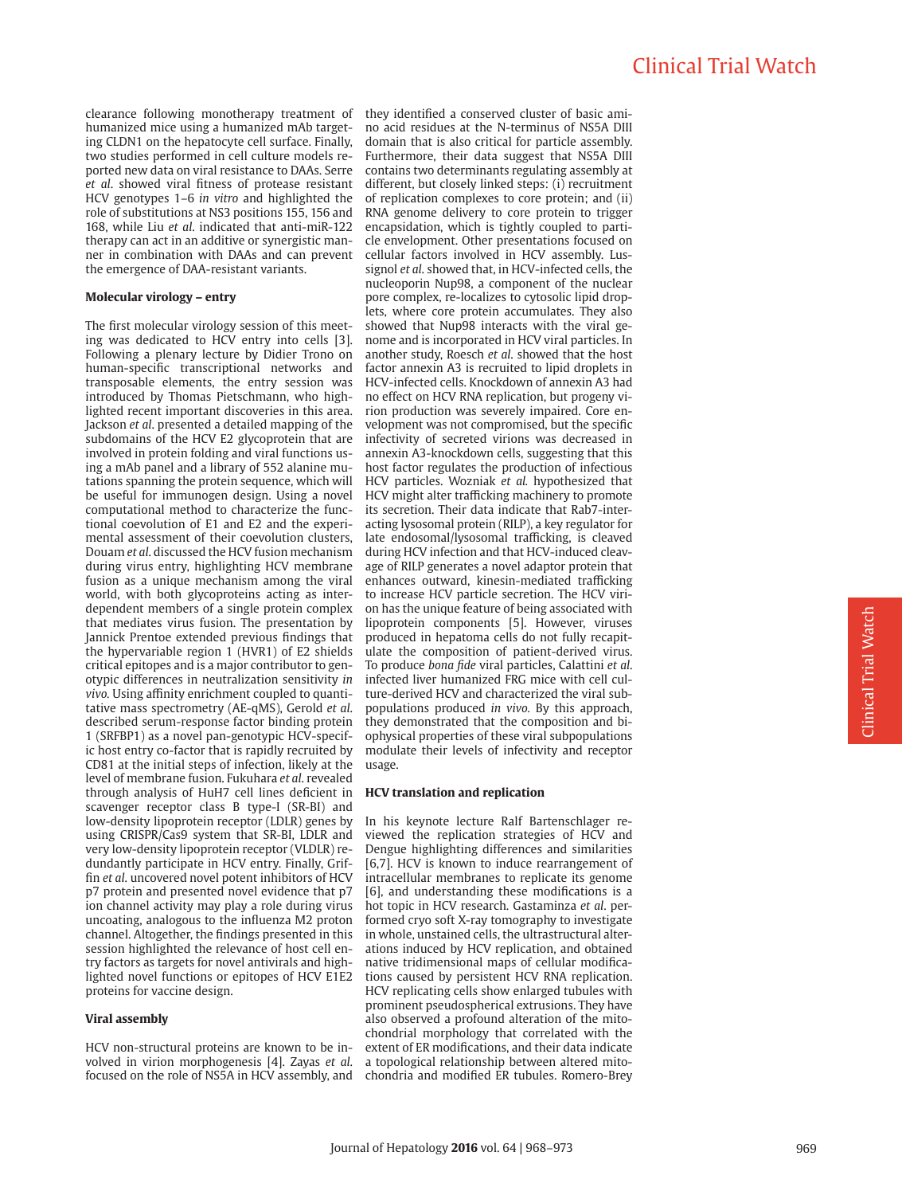clearance following monotherapy treatment of humanized mice using a humanized mAb targeting CLDN1 on the hepatocyte cell surface. Finally, two studies performed in cell culture models reported new data on viral resistance to DAAs. Serre *et al*. showed viral fitness of protease resistant HCV genotypes 1–6 *in vitro* and highlighted the role of substitutions at NS3 positions 155, 156 and 168, while Liu *et al*. indicated that anti-miR-122 therapy can act in an additive or synergistic manner in combination with DAAs and can prevent the emergence of DAA-resistant variants.

**Molecular virology – entry**

The first molecular virology session of this meeting was dedicated to HCV entry into cells [3]. Following a plenary lecture by Didier Trono on human-specific transcriptional networks and transposable elements, the entry session was introduced by Thomas Pietschmann, who highlighted recent important discoveries in this area. Jackson *et al*. presented a detailed mapping of the subdomains of the HCV E2 glycoprotein that are involved in protein folding and viral functions using a mAb panel and a library of 552 alanine mutations spanning the protein sequence, which will be useful for immunogen design. Using a novel computational method to characterize the functional coevolution of E1 and E2 and the experimental assessment of their coevolution clusters, Douam *et al*. discussed the HCV fusion mechanism during virus entry, highlighting HCV membrane fusion as a unique mechanism among the viral world, with both glycoproteins acting as interdependent members of a single protein complex that mediates virus fusion. The presentation by Jannick Prentoe extended previous findings that the hypervariable region 1 (HVR1) of E2 shields critical epitopes and is a major contributor to genotypic differences in neutralization sensitivity *in vivo*. Using affinity enrichment coupled to quantitative mass spectrometry (AE-qMS), Gerold *et al*. described serum-response factor binding protein 1 (SRFBP1) as a novel pan-genotypic HCV-specific host entry co-factor that is rapidly recruited by CD81 at the initial steps of infection, likely at the level of membrane fusion. Fukuhara *et al*. revealed through analysis of HuH7 cell lines deficient in scavenger receptor class B type-I (SR-BI) and low-density lipoprotein receptor (LDLR) genes by using CRISPR/Cas9 system that SR-BI, LDLR and very low-density lipoprotein receptor (VLDLR) redundantly participate in HCV entry. Finally, Griffin *et al*. uncovered novel potent inhibitors of HCV p7 protein and presented novel evidence that p7 ion channel activity may play a role during virus uncoating, analogous to the influenza M2 proton channel. Altogether, the findings presented in this session highlighted the relevance of host cell entry factors as targets for novel antivirals and highlighted novel functions or epitopes of HCV E1E2 proteins for vaccine design.

**Viral assembly**

HCV non-structural proteins are known to be involved in virion morphogenesis [4]. Zayas *et al*. focused on the role of NS5A in HCV assembly, and they identified a conserved cluster of basic amino acid residues at the N-terminus of NS5A DIII domain that is also critical for particle assembly. Furthermore, their data suggest that NS5A DIII contains two determinants regulating assembly at different, but closely linked steps: (i) recruitment of replication complexes to core protein; and (ii) RNA genome delivery to core protein to trigger encapsidation, which is tightly coupled to particle envelopment. Other presentations focused on cellular factors involved in HCV assembly. Lussignol *et al*. showed that, in HCV-infected cells, the nucleoporin Nup98, a component of the nuclear pore complex, re-localizes to cytosolic lipid droplets, where core protein accumulates. They also showed that Nup98 interacts with the viral genome and is incorporated in HCV viral particles. In another study, Roesch *et al*. showed that the host factor annexin A3 is recruited to lipid droplets in HCV-infected cells. Knockdown of annexin A3 had no effect on HCV RNA replication, but progeny virion production was severely impaired. Core envelopment was not compromised, but the specific infectivity of secreted virions was decreased in annexin A3-knockdown cells, suggesting that this host factor regulates the production of infectious HCV particles. Wozniak *et al*. hypothesized that HCV might alter trafficking machinery to promote its secretion. Their data indicate that Rab7-interacting lysosomal protein (RILP), a key regulator for late endosomal/lysosomal trafficking, is cleaved during HCV infection and that HCV-induced cleavage of RILP generates a novel adaptor protein that enhances outward, kinesin-mediated trafficking to increase HCV particle secretion. The HCV virion has the unique feature of being associated with lipoprotein components [5]. However, viruses produced in hepatoma cells do not fully recapitulate the composition of patient-derived virus. To produce *bona fide* viral particles, Calattini *et al*. infected liver humanized FRG mice with cell culture-derived HCV and characterized the viral subpopulations produced *in vivo*. By this approach, they demonstrated that the composition and biophysical properties of these viral subpopulations modulate their levels of infectivity and receptor usage.

**HCV translation and replication**

In his keynote lecture Ralf Bartenschlager reviewed the replication strategies of HCV and Dengue highlighting differences and similarities [6,7]. HCV is known to induce rearrangement of intracellular membranes to replicate its genome [6], and understanding these modifications is a hot topic in HCV research. Gastaminza *et al*. performed cryo soft X-ray tomography to investigate in whole, unstained cells, the ultrastructural alterations induced by HCV replication, and obtained native tridimensional maps of cellular modifications caused by persistent HCV RNA replication. HCV replicating cells show enlarged tubules with prominent pseudospherical extrusions. They have also observed a profound alteration of the mitochondrial morphology that correlated with the extent of ER modifications, and their data indicate a topological relationship between altered mitochondria and modified ER tubules. Romero-Brey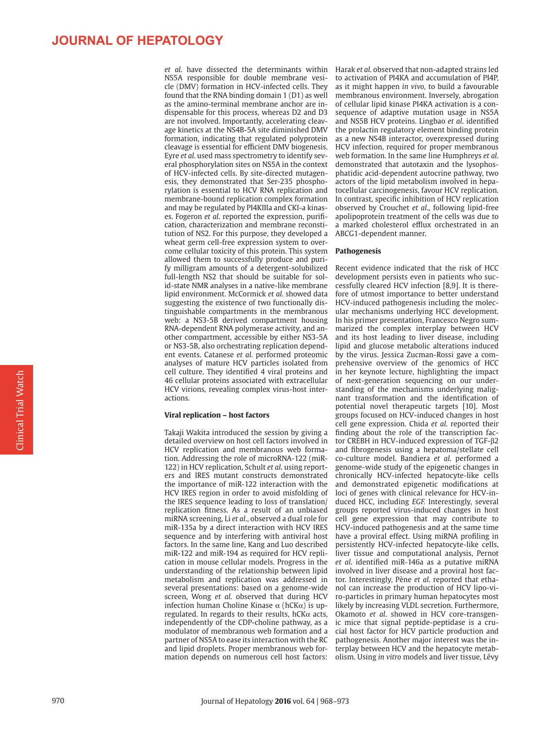*et al.* have dissected the determinants within NS5A responsible for double membrane vesicle (DMV) formation in HCV-infected cells. They found that the RNA binding domain 1 (D1) as well as the amino-terminal membrane anchor are indispensable for this process, whereas D2 and D3 are not involved. Importantly, accelerating cleavage kinetics at the NS4B-5A site diminished DMV formation, indicating that regulated polyprotein cleavage is essential for efficient DMV biogenesis. Eyre *et al.* used mass spectrometry to identify several phosphorylation sites on NS5A in the context of HCV-infected cells. By site-directed mutagenesis, they demonstrated that Ser-235 phosphorylation is essential to HCV RNA replication and membrane-bound replication complex formation and may be regulated by PI4KIIIa and CKI-a kinases. Fogeron *et al.* reported the expression, purification, characterization and membrane reconstitution of NS2. For this purpose, they developed a wheat germ cell-free expression system to overcome cellular toxicity of this protein. This system allowed them to successfully produce and purify milligram amounts of a detergent-solubilized full-length NS2 that should be suitable for solid-state NMR analyses in a native-like membrane lipid environment. McCormick *et al.* showed data suggesting the existence of two functionally distinguishable compartments in the membranous web: a NS3-5B derived compartment housing RNA-dependent RNA polymerase activity, and another compartment, accessible by either NS3-5A or NS3-5B, also orchestrating replication dependent events. Catanese *et al.* performed proteomic analyses of mature HCV particles isolated from cell culture. They identified 4 viral proteins and 46 cellular proteins associated with extracellular HCV virions, revealing complex virus-host interactions.

**Viral replication – host factors**

Takaji Wakita introduced the session by giving a detailed overview on host cell factors involved in HCV replication and membranous web formation. Addressing the role of microRNA-122 (miR-122) in HCV replication, Schult *et al.* using reporters and IRES mutant constructs demonstrated the importance of miR-122 interaction with the HCV IRES region in order to avoid misfolding of the IRES sequence leading to loss of translation/replication fitness. As a result of an unbiased miRNA screening, Li *et al.*, observed a dual role for miR-135a by a direct interaction with HCV IRES sequence and by interfering with antiviral host factors. In the same line, Kang and Luo described miR-122 and miR-194 as required for HCV replication in mouse cellular models. Progress in the understanding of the relationship between lipid metabolism and replication was addressed in several presentations: based on a genome-wide screen, Wong *et al.* observed that during HCV infection human Choline Kinase α (hCKα) is upregulated. In regards to their results, hCKα acts, independently of the CDP-choline pathway, as a modulator of membranous web formation and a partner of NS5A to ease its interaction with the RC and lipid droplets. Proper membranous web formation depends on numerous cell host factors: Harak *et al.* observed that non-adapted strains led to activation of PI4KA and accumulation of PI4P, as it might happen *in vivo*, to build a favourable membranous environment. Inversely, abrogation of cellular lipid kinase PI4KA activation is a consequence of adaptive mutation usage in NS5A and NS5B HCV proteins. Lingbao *et al.* identified the prolactin regulatory element binding protein as a new NS4B interactor, overexpressed during HCV infection, required for proper membranous web formation. In the same line Humphreys *et al.* demonstrated that autotaxin and the lysophosphatidic acid-dependent autocrine pathway, two actors of the lipid metabolism involved in hepatocellular carcinogenesis, favour HCV replication. In contrast, specific inhibition of HCV replication observed by Crouchet *et al.*, following lipid-free apolipoprotein treatment of the cells was due to a marked cholesterol efflux orchestrated in an ABCG1-dependent manner.

**Pathogenesis**

Recent evidence indicated that the risk of HCC development persists even in patients who successfully cleared HCV infection [8,9]. It is therefore of utmost importance to better understand HCV-induced pathogenesis including the molecular mechanisms underlying HCC development. In his primer presentation, Francesco Negro summarized the complex interplay between HCV and its host leading to liver disease, including lipid and glucose metabolic alterations induced by the virus. Jessica Zucman-Rossi gave a comprehensive overview of the genomics of HCC in her keynote lecture, highlighting the impact of next-generation sequencing on our understanding of the mechanisms underlying malignant transformation and the identification of potential novel therapeutic targets [10]. Most groups focused on HCV-induced changes in host cell gene expression. Chida *et al.* reported their finding about the role of the transcription factor CREBH in HCV-induced expression of TGF-β2 and fibrogenesis using a hepatoma/stellate cell co-culture model. Bandiera *et al.* performed a genome-wide study of the epigenetic changes in chronically HCV-infected hepatocyte-like cells and demonstrated epigenetic modifications at loci of genes with clinical relevance for HCV-induced HCC, including *EGF.* Interestingly, several groups reported virus-induced changes in host cell gene expression that may contribute to HCV-induced pathogenesis and at the same time have a proviral effect. Using miRNA profiling in persistently HCV-infected hepatocyte-like cells, liver tissue and computational analysis, Pernot *et al.* identified miR-146a as a putative miRNA involved in liver disease and a proviral host factor. Interestingly, Pène *et al.* reported that ethanol can increase the production of HCV lipo-viro-particles in primary human hepatocytes most likely by increasing VLDL secretion. Furthermore, Okamoto *et al.* showed in HCV core-transgenic mice that signal peptide-peptidase is a crucial host factor for HCV particle production and pathogenesis. Another major interest was the interplay between HCV and the hepatocyte metabolism. Using *in vitro* models and liver tissue, Lévy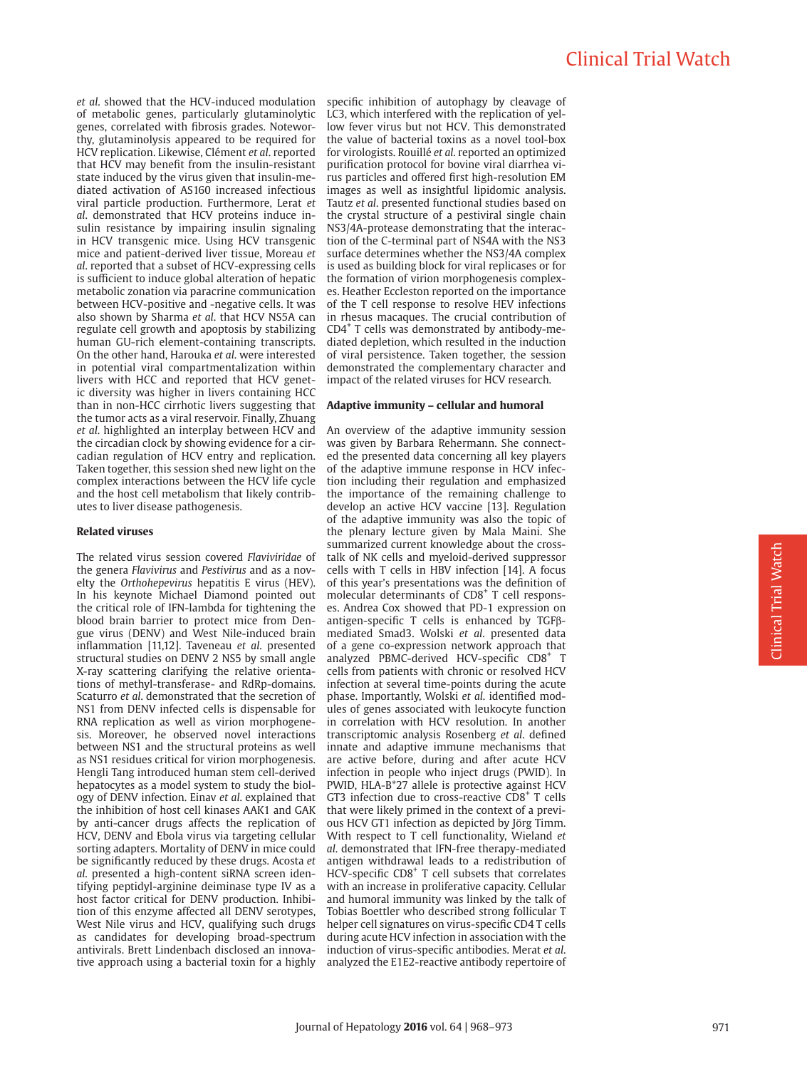*et al.* showed that the HCV-induced modulation of metabolic genes, particularly glutaminolytic genes, correlated with fibrosis grades. Noteworthy, glutaminolysis appeared to be required for HCV replication. Likewise, Clément *et al.* reported that HCV may benefit from the insulin-resistant state induced by the virus given that insulin-mediated activation of AS160 increased infectious viral particle production. Furthermore, Lerat *et al.* demonstrated that HCV proteins induce insulin resistance by impairing insulin signaling in HCV transgenic mice. Using HCV transgenic mice and patient-derived liver tissue, Moreau *et al.* reported that a subset of HCV-expressing cells is sufficient to induce global alteration of hepatic metabolic zonation via paracrine communication between HCV-positive and -negative cells. It was also shown by Sharma *et al.* that HCV NS5A can regulate cell growth and apoptosis by stabilizing human GU-rich element-containing transcripts. On the other hand, Harouka *et al.* were interested in potential viral compartmentalization within livers with HCC and reported that HCV genetic diversity was higher in livers containing HCC than in non-HCC cirrhotic livers suggesting that the tumor acts as a viral reservoir. Finally, Zhuang *et al.* highlighted an interplay between HCV and the circadian clock by showing evidence for a circadian regulation of HCV entry and replication. Taken together, this session shed new light on the complex interactions between the HCV life cycle and the host cell metabolism that likely contributes to liver disease pathogenesis.

**Related viruses**

The related virus session covered *Flaviviridae* of the genera *Flavivirus* and *Pestivirus* and as a novelty the *Orthohepevirus* hepatitis E virus (HEV). In his keynote Michael Diamond pointed out the critical role of IFN-lambda for tightening the blood brain barrier to protect mice from Dengue virus (DENV) and West Nile-induced brain inflammation [11,12]. Taveneau *et al.* presented structural studies on DENV 2 NS5 by small angle X-ray scattering clarifying the relative orientations of methyl-transferase- and RdRp-domains. Scaturro *et al.* demonstrated that the secretion of NS1 from DENV infected cells is dispensable for RNA replication as well as virion morphogenesis. Moreover, he observed novel interactions between NS1 and the structural proteins as well as NS1 residues critical for virion morphogenesis. Hengli Tang introduced human stem cell-derived hepatocytes as a model system to study the biology of DENV infection. Einav *et al.* explained that the inhibition of host cell kinases AAK1 and GAK by anti-cancer drugs affects the replication of HCV, DENV and Ebola virus via targeting cellular sorting adapters. Mortality of DENV in mice could be significantly reduced by these drugs. Acosta *et al.* presented a high-content siRNA screen identifying peptidyl-arginine deiminase type IV as a host factor critical for DENV production. Inhibition of this enzyme affected all DENV serotypes, West Nile virus and HCV, qualifying such drugs as candidates for developing broad-spectrum antivirals. Brett Lindenbach disclosed an innovative approach using a bacterial toxin for a highly specific inhibition of autophagy by cleavage of LC3, which interfered with the replication of yellow fever virus but not HCV. This demonstrated the value of bacterial toxins as a novel tool-box for virologists. Rouillé *et al.* reported an optimized purification protocol for bovine viral diarrhea virus particles and offered first high-resolution EM images as well as insightful lipidomic analysis. Tautz *et al.* presented functional studies based on the crystal structure of a pestiviral single chain NS3/4A-protease demonstrating that the interaction of the C-terminal part of NS4A with the NS3 surface determines whether the NS3/4A complex is used as building block for viral replicases or for the formation of virion morphogenesis complexes. Heather Eccleston reported on the importance of the T cell response to resolve HEV infections in rhesus macaques. The crucial contribution of $CD4^+$ T cells was demonstrated by antibody-mediated depletion, which resulted in the induction of viral persistence. Taken together, the session demonstrated the complementary character and impact of the related viruses for HCV research.

**Adaptive immunity – cellular and humoral**

An overview of the adaptive immunity session was given by Barbara Rehermann. She connected the presented data concerning all key players of the adaptive immune response in HCV infection including their regulation and emphasized the importance of the remaining challenge to develop an active HCV vaccine [13]. Regulation of the adaptive immunity was also the topic of the plenary lecture given by Mala Maini. She summarized current knowledge about the cross-talk of NK cells and myeloid-derived suppressor cells with T cells in HBV infection [14]. A focus of this year's presentations was the definition of molecular determinants of $CD8^+$ T cell responses. Andrea Cox showed that PD-1 expression on antigen-specific T cells is enhanced by TGFβ-mediated Smad3. Wolski *et al.* presented data of a gene co-expression network approach that analyzed PBMC-derived HCV-specific $CD8^+$ T cells from patients with chronic or resolved HCV infection at several time-points during the acute phase. Importantly, Wolski *et al.* identified modules of genes associated with leukocyte function in correlation with HCV resolution. In another transcriptomic analysis Rosenberg *et al.* defined innate and adaptive immune mechanisms that are active before, during and after acute HCV infection in people who inject drugs (PWID). In PWID, HLA-B*27 allele is protective against HCV GT3 infection due to cross-reactive $CD8^+$ T cells that were likely primed in the context of a previous HCV GT1 infection as depicted by Jörg Timm. With respect to T cell functionality, Wieland *et al.* demonstrated that IFN-free therapy-mediated antigen withdrawal leads to a redistribution of HCV-specific $CD8^+$ T cell subsets that correlates with an increase in proliferative capacity. Cellular and humoral immunity was linked by the talk of Tobias Boettler who described strong follicular T helper cell signatures on virus-specific CD4 T cells during acute HCV infection in association with the induction of virus-specific antibodies. Merat *et al.* analyzed the E1E2-reactive antibody repertoire of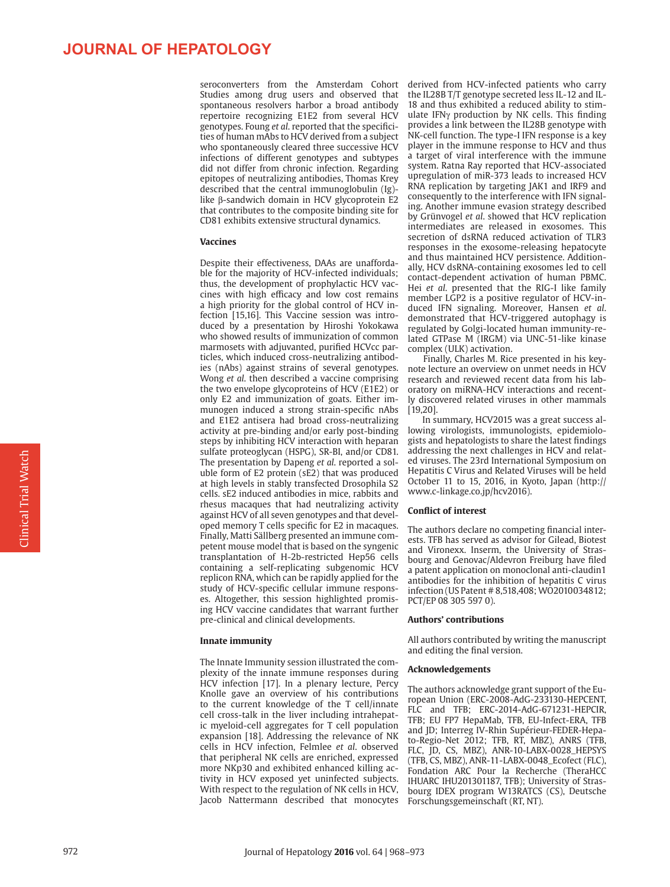seroconverters from the Amsterdam Cohort Studies among drug users and observed that spontaneous resolvers harbor a broad antibody repertoire recognizing E1E2 from several HCV genotypes. Foung *et al.* reported that the specificities of human mAbs to HCV derived from a subject who spontaneously cleared three successive HCV infections of different genotypes and subtypes did not differ from chronic infection. Regarding epitopes of neutralizing antibodies, Thomas Krey described that the central immunoglobulin (Ig)-like β-sandwich domain in HCV glycoprotein E2 that contributes to the composite binding site for CD81 exhibits extensive structural dynamics.

**Vaccines**

Despite their effectiveness, DAAs are unaffordable for the majority of HCV-infected individuals; thus, the development of prophylactic HCV vaccines with high efficacy and low cost remains a high priority for the global control of HCV infection [15,16]. This Vaccine session was introduced by a presentation by Hiroshi Yokokawa who showed results of immunization of common marmosets with adjuvanted, purified HCVcc particles, which induced cross-neutralizing antibodies (nAbs) against strains of several genotypes. Wong *et al.* then described a vaccine comprising the two envelope glycoproteins of HCV (E1E2) or only E2 and immunization of goats. Either immunogen induced a strong strain-specific nAbs and E1E2 antisera had broad cross-neutralizing activity at pre-binding and/or early post-binding steps by inhibiting HCV interaction with heparan sulfate proteoglycan (HSPG), SR-BI, and/or CD81. The presentation by Dapeng *et al.* reported a soluble form of E2 protein (sE2) that was produced at high levels in stably transfected Drosophila S2 cells. sE2 induced antibodies in mice, rabbits and rhesus macaques that had neutralizing activity against HCV of all seven genotypes and that developed memory T cells specific for E2 in macaques. Finally, Matti Sällberg presented an immune competent mouse model that is based on the syngenic transplantation of H-2b-restricted Hep56 cells containing a self-replicating subgenomic HCV replicon RNA, which can be rapidly applied for the study of HCV-specific cellular immune responses. Altogether, this session highlighted promising HCV vaccine candidates that warrant further pre-clinical and clinical developments.

**Innate immunity**

The Innate Immunity session illustrated the complexity of the innate immune responses during HCV infection [17]. In a plenary lecture, Percy Knolle gave an overview of his contributions to the current knowledge of the T cell/innate cell cross-talk in the liver including intrahepatic myeloid-cell aggregates for T cell population expansion [18]. Addressing the relevance of NK cells in HCV infection, Felmlee *et al.* observed that peripheral NK cells are enriched, expressed more NKp30 and exhibited enhanced killing activity in HCV exposed yet uninfected subjects. With respect to the regulation of NK cells in HCV, Jacob Nattermann described that monocytes derived from HCV-infected patients who carry the IL28B T/T genotype secreted less IL-12 and IL-18 and thus exhibited a reduced ability to stimulate IFNγ production by NK cells. This finding provides a link between the IL28B genotype with NK-cell function. The type-I IFN response is a key player in the immune response to HCV and thus a target of viral interference with the immune system. Ratna Ray reported that HCV-associated upregulation of miR-373 leads to increased HCV RNA replication by targeting JAK1 and IRF9 and consequently to the interference with IFN signaling. Another immune evasion strategy described by Grünvogel *et al.* showed that HCV replication intermediates are released in exosomes. This secretion of dsRNA reduced activation of TLR3 responses in the exosome-releasing hepatocyte and thus maintained HCV persistence. Additionally, HCV dsRNA-containing exosomes led to cell contact-dependent activation of human PBMC. Hei *et al.* presented that the RIG-I like family member LGP2 is a positive regulator of HCV-induced IFN signaling. Moreover, Hansen *et al.* demonstrated that HCV-triggered autophagy is regulated by Golgi-located human immunity-related GTPase M (IRGM) via UNC-51-like kinase complex (ULK) activation.

Finally, Charles M. Rice presented in his keynote lecture an overview on unmet needs in HCV research and reviewed recent data from his laboratory on miRNA-HCV interactions and recently discovered related viruses in other mammals [19,20].

In summary, HCV2015 was a great success allowing virologists, immunologists, epidemiologists and hepatologists to share the latest findings addressing the next challenges in HCV and related viruses. The 23rd International Symposium on Hepatitis C Virus and Related Viruses will be held October 11 to 15, 2016, in Kyoto, Japan (http://www.c-linkage.co.jp/hcv2016).

**Conflict of interest**

The authors declare no competing financial interests. TFB has served as advisor for Gilead, Biotest and Vironexx. Inserm, the University of Strasbourg and Genovac/Aldevron Freiburg have filed a patent application on monoclonal anti-claudin1 antibodies for the inhibition of hepatitis C virus infection (US Patent # 8,518,408; WO2010034812; PCT/EP 08 305 597 0).

**Authors' contributions**

All authors contributed by writing the manuscript and editing the final version.

**Acknowledgements**

The authors acknowledge grant support of the European Union (ERC-2008-AdG-233130-HEPCENT, FLC and TFB; ERC-2014-AdG-671231-HEPCIR, TFB; EU FP7 HepaMab, TFB, EU-Infect-ERA, TFB and JD; Interreg IV-Rhin Supérieur-FEDER-Hepato-Regio-Net 2012; TFB, RT, MBZ), ANRS (TFB, FLC, JD, CS, MBZ), ANR-10-LABX-0028_HEPSYS (TFB, CS, MBZ), ANR-11-LABX-0048_Ecofect (FLC), Fondation ARC Pour la Recherche (TheraHCC IHUARC IHU201301187, TFB); University of Strasbourg IDEX program W13RATCS (CS), Deutsche Forschungsgemeinschaft (RT, NT).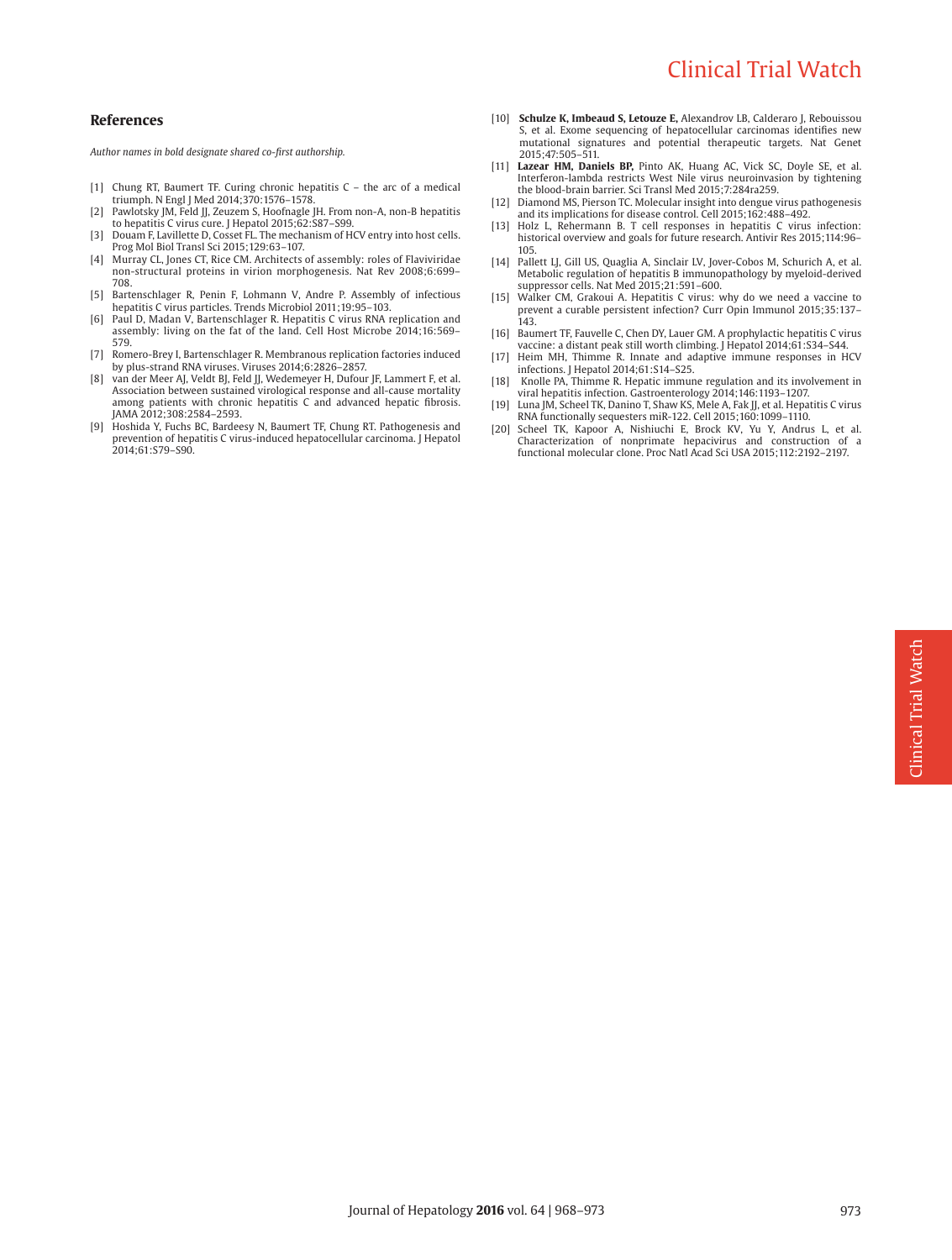## References

*Author names in bold designate shared co-first authorship.*

[1] Chung RT, Baumert TF. Curing chronic hepatitis C – the arc of a medical triumph. N Engl J Med 2014;370:1576–1578.

[2] Pawlotsky JM, Feld JJ, Zeuzem S, Hoofnagle JH. From non-A, non-B hepatitis to hepatitis C virus cure. J Hepatol 2015;62:S87–S99.

[3] Douam F, Lavillette D, Cosset FL. The mechanism of HCV entry into host cells. Prog Mol Biol Transl Sci 2015;129:63–107.

[4] Murray CL, Jones CT, Rice CM. Architects of assembly: roles of Flaviviridae non-structural proteins in virion morphogenesis. Nat Rev 2008;6:699–708.

[5] Bartenschlager R, Penin F, Lohmann V, Andre P. Assembly of infectious hepatitis C virus particles. Trends Microbiol 2011;19:95–103.

[6] Paul D, Madan V, Bartenschlager R. Hepatitis C virus RNA replication and assembly: living on the fat of the land. Cell Host Microbe 2014;16:569–579.

[7] Romero-Brey I, Bartenschlager R. Membranous replication factories induced by plus-strand RNA viruses. Viruses 2014;6:2826–2857.

[8] van der Meer AJ, Veldt BJ, Feld JJ, Wedemeyer H, Dufour JF, Lammert F, et al. Association between sustained virological response and all-cause mortality among patients with chronic hepatitis C and advanced hepatic fibrosis. JAMA 2012;308:2584–2593.

[9] Hoshida Y, Fuchs BC, Bardeesy N, Baumert TF, Chung RT. Pathogenesis and prevention of hepatitis C virus-induced hepatocellular carcinoma. J Hepatol 2014;61:S79–S90.

[10] **Schulze K, Imbeaud S, Letouze E,** Alexandrov LB, Calderaro J, Rebouissou S, et al. Exome sequencing of hepatocellular carcinomas identifies new mutational signatures and potential therapeutic targets. Nat Genet 2015;47:505–511.

[11] **Lazear HM, Daniels BP,** Pinto AK, Huang AC, Vick SC, Doyle SE, et al. Interferon-lambda restricts West Nile virus neuroinvasion by tightening the blood-brain barrier. Sci Transl Med 2015;7:284ra259.

[12] Diamond MS, Pierson TC. Molecular insight into dengue virus pathogenesis and its implications for disease control. Cell 2015;162:488–492.

[13] Holz L, Rehermann B. T cell responses in hepatitis C virus infection: historical overview and goals for future research. Antivir Res 2015;114:96–105.

[14] Pallett LJ, Gill US, Quaglia A, Sinclair LV, Jover-Cobos M, Schurich A, et al. Metabolic regulation of hepatitis B immunopathology by myeloid-derived suppressor cells. Nat Med 2015;21:591–600.

[15] Walker CM, Grakoui A. Hepatitis C virus: why do we need a vaccine to prevent a curable persistent infection? Curr Opin Immunol 2015;35:137–143.

[16] Baumert TF, Fauvelle C, Chen DY, Lauer GM. A prophylactic hepatitis C virus vaccine: a distant peak still worth climbing. J Hepatol 2014;61:S34–S44.

[17] Heim MH, Thimme R. Innate and adaptive immune responses in HCV infections. J Hepatol 2014;61:S14–S25.

[18] Knolle PA, Thimme R. Hepatic immune regulation and its involvement in viral hepatitis infection. Gastroenterology 2014;146:1193–1207.

[19] Luna JM, Scheel TK, Danino T, Shaw KS, Mele A, Fak JJ, et al. Hepatitis C virus RNA functionally sequesters miR-122. Cell 2015;160:1099–1110.

[20] Scheel TK, Kapoor A, Nishiuchi E, Brock KV, Yu Y, Andrus L, et al. Characterization of nonprimate hepacivirus and construction of a functional molecular clone. Proc Natl Acad Sci USA 2015;112:2192–2197.